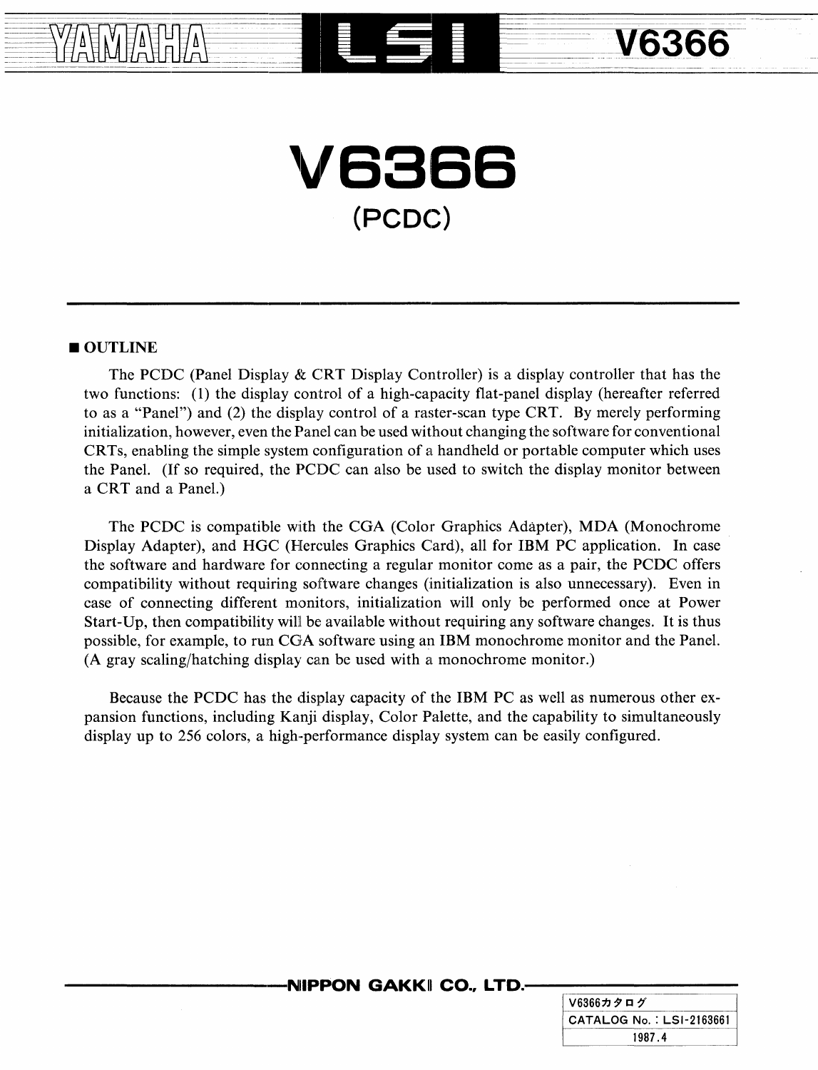# V6366

## (PCDC)

### ■ OUTLINE

The PCDC (Panel Display & CRT Display Controller) is a display controller that has the two functions: (1) the display control of a high-capacity flat-panel display (hereafter referred to as a "Panel") and (2) the display control of a raster-scan type CRT. By merely performing initialization, however, even the Panel can be used without changing the software for conventional CRTs, enabling the simple system configuration of a handheld or portable computer which uses the Panel. (If so required, the PCDC can also be used to switch the display monitor between a CRT and a Panel.)

The PCDC is compatible with the CGA (Color Graphics Adapter), MDA (Monochrome Display Adapter), and HGC (Hercules Graphics Card), all for IBM PC application. In case the software and hardware for connecting a regular monitor come as a pair, the PCDC offers compatibility without requiring software changes (initialization is also unnecessary). Even in case of connecting different monitors, initialization will only be performed once at Power Start-Up, then compatibility will be available without requiring any software changes. It is thus possible, for example, to run CGA software using an IBM monochrome monitor and the Panel. (A gray scaling/hatching display can be used with a monochrome monitor.)

Because the PCDC has the display capacity of the IBM PC as well as numerous other expansion functions, including Kanji display, Color Palette, and the capability to simultaneously display up to 256 colors, a high-performance display system can be easily configured.

NIPPON GAKKI CO., LTD.

| V6366カタログ |
| --- |
| CATALOG No. : LSI-2163661 |
| 1987.4 |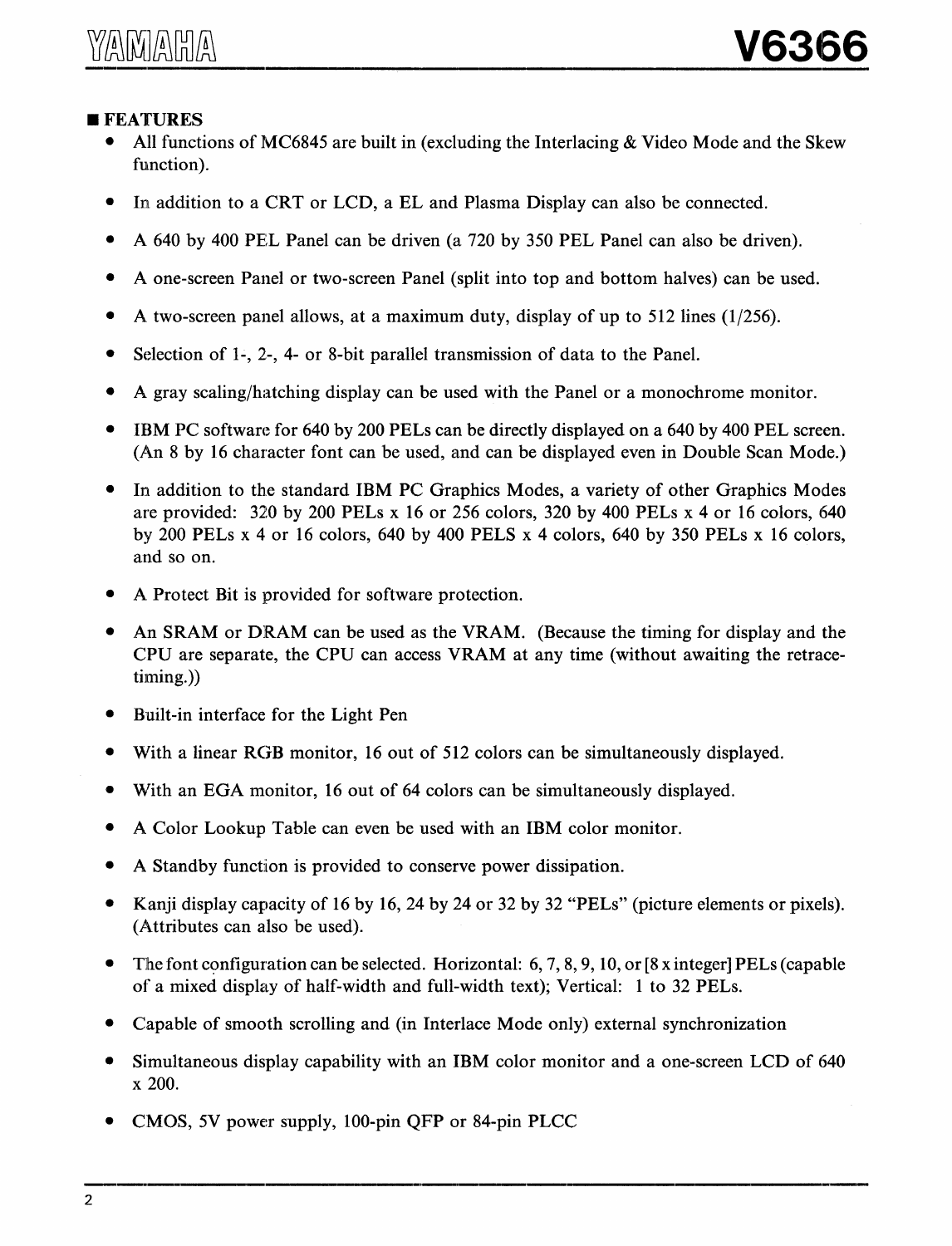## ■ FEATURES

- All functions of MC6845 are built in (excluding the Interlacing & Video Mode and the Skew function).
- In addition to a CRT or LCD, a EL and Plasma Display can also be connected.
- A 640 by 400 PEL Panel can be driven (a 720 by 350 PEL Panel can also be driven).
- A one-screen Panel or two-screen Panel (split into top and bottom halves) can be used.
- A two-screen panel allows, at a maximum duty, display of up to 512 lines (1/256).
- Selection of 1-, 2-, 4- or 8-bit parallel transmission of data to the Panel.
- A gray scaling/hatching display can be used with the Panel or a monochrome monitor.
- IBM PC software for 640 by 200 PELs can be directly displayed on a 640 by 400 PEL screen. (An 8 by 16 character font can be used, and can be displayed even in Double Scan Mode.)
- In addition to the standard IBM PC Graphics Modes, a variety of other Graphics Modes are provided: 320 by 200 PELs x 16 or 256 colors, 320 by 400 PELs x 4 or 16 colors, 640 by 200 PELs x 4 or 16 colors, 640 by 400 PELS x 4 colors, 640 by 350 PELs x 16 colors, and so on.
- A Protect Bit is provided for software protection.
- An SRAM or DRAM can be used as the VRAM. (Because the timing for display and the CPU are separate, the CPU can access VRAM at any time (without awaiting the retrace-timing.))
- Built-in interface for the Light Pen
- With a linear RGB monitor, 16 out of 512 colors can be simultaneously displayed.
- With an EGA monitor, 16 out of 64 colors can be simultaneously displayed.
- A Color Lookup Table can even be used with an IBM color monitor.
- A Standby function is provided to conserve power dissipation.
- Kanji display capacity of 16 by 16, 24 by 24 or 32 by 32 "PELs" (picture elements or pixels). (Attributes can also be used).
- The font configuration can be selected. Horizontal: 6, 7, 8, 9, 10, or [8 x integer] PELs (capable of a mixed display of half-width and full-width text); Vertical: 1 to 32 PELs.
- Capable of smooth scrolling and (in Interlace Mode only) external synchronization
- Simultaneous display capability with an IBM color monitor and a one-screen LCD of 640 x 200.
- CMOS, 5V power supply, 100-pin QFP or 84-pin PLCC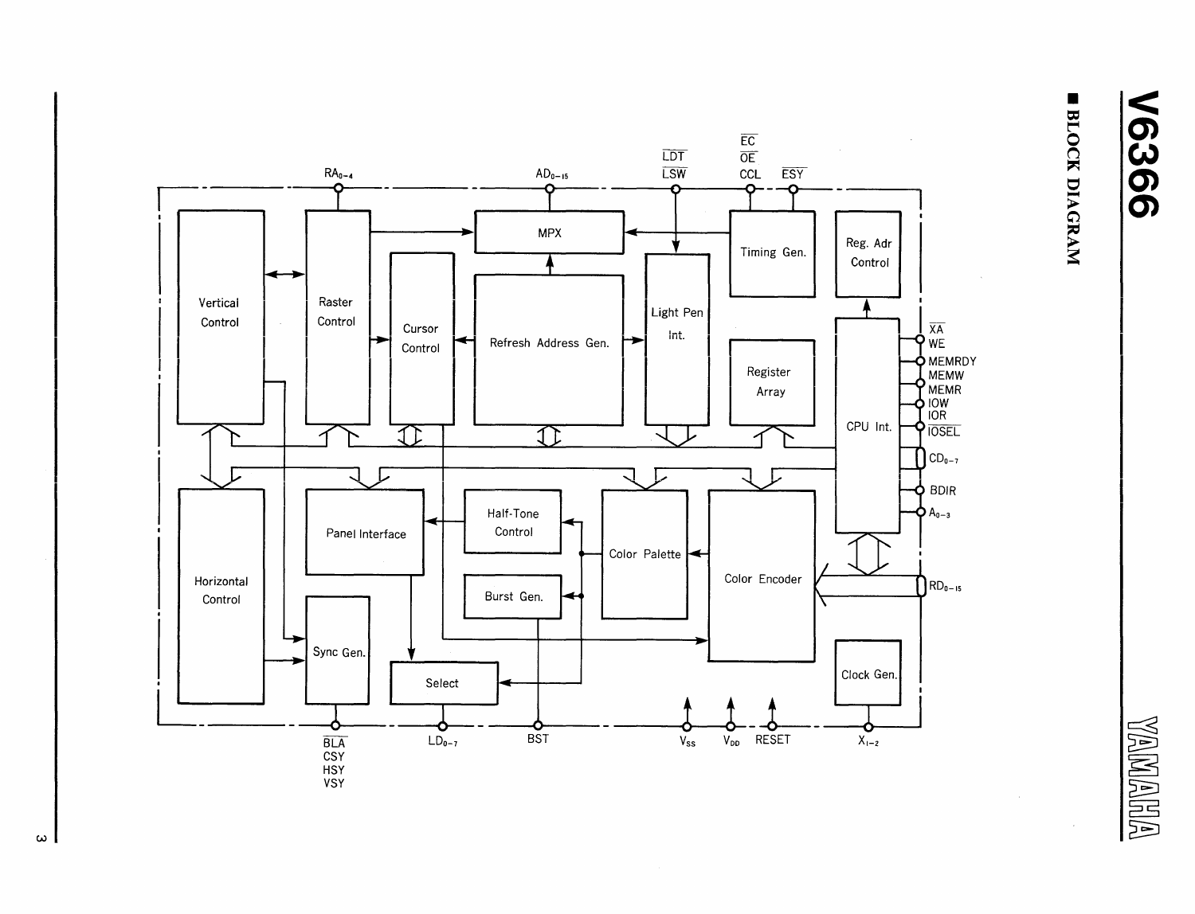## ■ BLOCK DIAGRAM

RA0-4 AD0-15 LDT LSW EC OE CCL ESY

Vertical Control

Raster Control

MPX

Cursor Control

Refresh Address Gen.

Light Pen Int.

Timing Gen.

Reg. Adr Control

Register Array

CPU Int.

XA WE MEMRDY MEMW MEMR IOW IOR IOSEL

CD0-7

BDIR

A0-3

Horizontal Control

Panel Interface

Half-Tone Control

Color Palette

Color Encoder

RD0-15

Burst Gen.

Sync Gen.

Select

Clock Gen.

BLA CSY HSY VSY LD0-7 BST $V_{SS}$ $V_{DD}$ RESET X1-2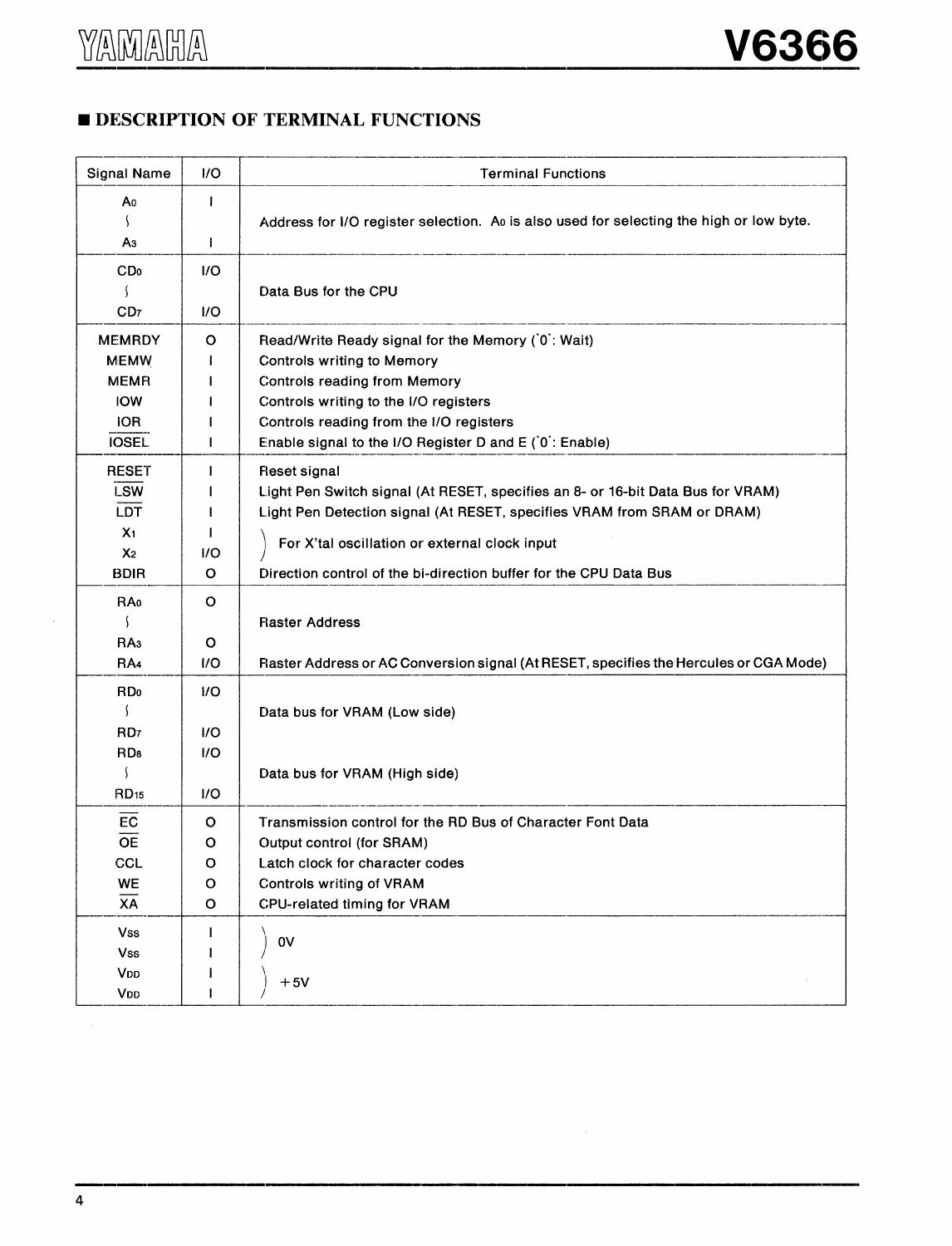## ■ DESCRIPTION OF TERMINAL FUNCTIONS

| Signal Name | I/O | Terminal Functions |
|---|---|---|
| $A_0$ ∫ $A_3$ | I<br>I | Address for I/O register selection. $A_0$ is also used for selecting the high or low byte. |
| $CD_0$ ∫ $CD_7$ | I/O<br>I/O | Data Bus for the CPU |
| MEMRDY | O | Read/Write Ready signal for the Memory ('0': Wait) |
| MEMW | I | Controls writing to Memory |
| MEMR | I | Controls reading from Memory |
| IOW | I | Controls writing to the I/O registers |
| IOR | I | Controls reading from the I/O registers |
| $\overline{\text{IOSEL}}$ | I | Enable signal to the I/O Register D and E ('0': Enable) |
| RESET | I | Reset signal |
| $\overline{\text{LSW}}$ | I | Light Pen Switch signal (At RESET, specifies an 8- or 16-bit Data Bus for VRAM) |
| $\overline{\text{LDT}}$ | I | Light Pen Detection signal (At RESET, specifies VRAM from SRAM or DRAM) |
| $X_1$ | I | For X'tal oscillation or external clock input |
| $X_2$ | I/O | |
| BDIR | O | Direction control of the bi-direction buffer for the CPU Data Bus |
| $RA_0$ ∫ $RA_3$ | O<br>O | Raster Address |
| $RA_4$ | I/O | Raster Address or AC Conversion signal (At RESET, specifies the Hercules or CGA Mode) |
| $RD_0$ ∫ $RD_7$ | I/O<br>I/O | Data bus for VRAM (Low side) |
| $RD_8$ ∫ $RD_{15}$ | I/O<br>I/O | Data bus for VRAM (High side) |
| $\overline{\text{EC}}$ | O | Transmission control for the RD Bus of Character Font Data |
| $\overline{\text{OE}}$ | O | Output control (for SRAM) |
| CCL | O | Latch clock for character codes |
| $\overline{\text{WE}}$ | O | Controls writing of VRAM |
| $\overline{\text{XA}}$ | O | CPU-related timing for VRAM |
| $V_{SS}$ | I | 0V |
| $V_{SS}$ | I | |
| $V_{DD}$ | I | +5V |
| $V_{DD}$ | I | |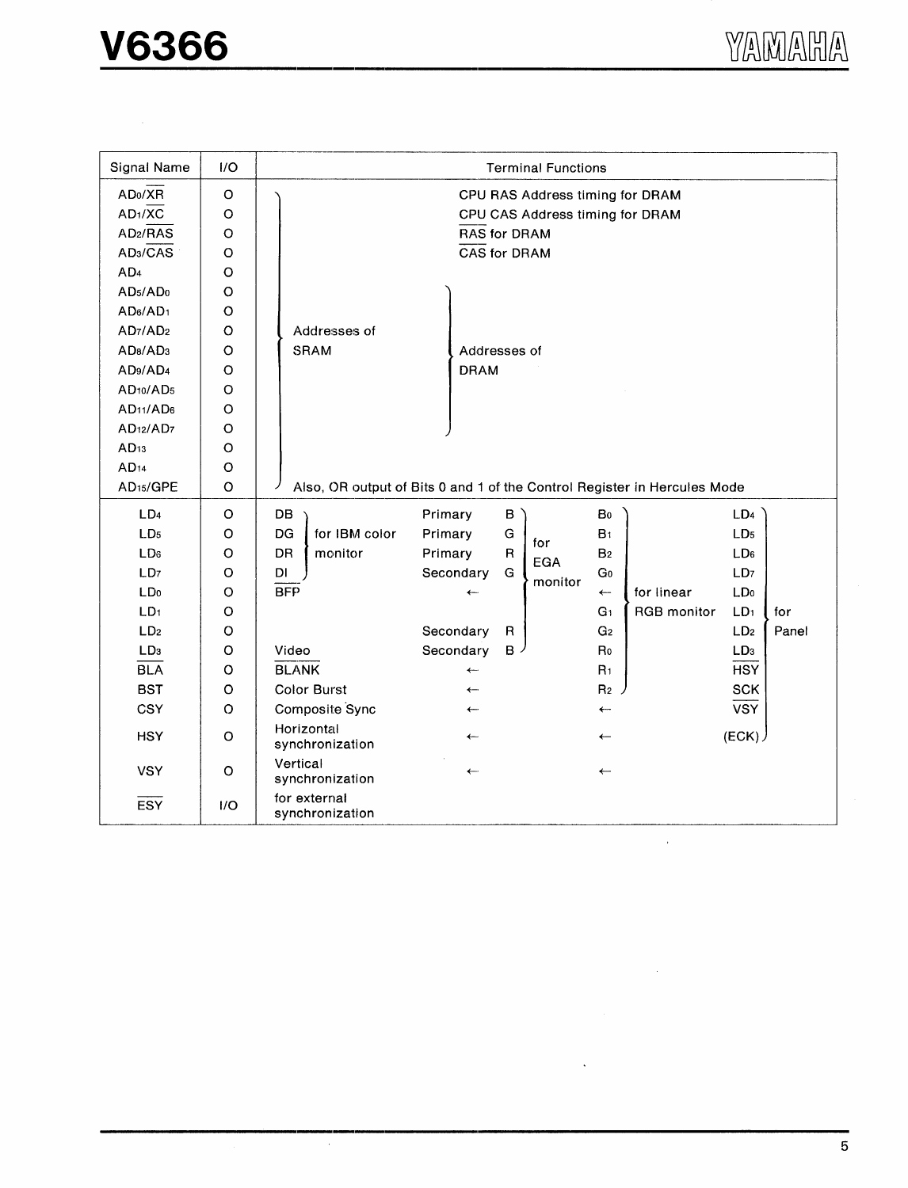| Signal Name | I/O | Terminal Functions | | | | |
|---|---|---|---|---|---|---|
| $AD_0/\overline{XR}$ | O | Addresses of SRAM | CPU RAS Address timing for DRAM | | | |
| $AD_1/\overline{XC}$ | O | Addresses of SRAM | CPU CAS Address timing for DRAM | | | |
| $AD_2/\overline{RAS}$ | O | Addresses of SRAM | $\overline{RAS}$ for DRAM | | | |
| $AD_3/\overline{CAS}$ | O | Addresses of SRAM | $\overline{CAS}$ for DRAM | | | |
| $AD_4$ | O | Addresses of SRAM | | | | |
| $AD_5/AD_0$ | O | Addresses of SRAM | Addresses of DRAM | | | |
| $AD_6/AD_1$ | O | Addresses of SRAM | Addresses of DRAM | | | |
| $AD_7/AD_2$ | O | Addresses of SRAM | Addresses of DRAM | | | |
| $AD_8/AD_3$ | O | Addresses of SRAM | Addresses of DRAM | | | |
| $AD_9/AD_4$ | O | Addresses of SRAM | Addresses of DRAM | | | |
| $AD_{10}/AD_5$ | O | Addresses of SRAM | Addresses of DRAM | | | |
| $AD_{11}/AD_6$ | O | Addresses of SRAM | Addresses of DRAM | | | |
| $AD_{12}/AD_7$ | O | Addresses of SRAM | Addresses of DRAM | | | |
| $AD_{13}$ | O | Addresses of SRAM | | | | |
| $AD_{14}$ | O | Addresses of SRAM | | | | |
| $AD_{15}/GPE$ | O | Addresses of SRAM. Also, OR output of Bits 0 and 1 of the Control Register in Hercules Mode | | | | |
| $LD_4$ | O | DB (for IBM color monitor) | Primary B (for EGA monitor) | $B_0$ (for linear RGB monitor) | $LD_4$ (for Panel) | |
| $LD_5$ | O | DG (for IBM color monitor) | Primary G (for EGA monitor) | $B_1$ (for linear RGB monitor) | $LD_5$ (for Panel) | |
| $LD_6$ | O | DR (for IBM color monitor) | Primary R (for EGA monitor) | $B_2$ (for linear RGB monitor) | $LD_6$ (for Panel) | |
| $LD_7$ | O | DI (for IBM color monitor) | Secondary G (for EGA monitor) | $G_0$ (for linear RGB monitor) | $LD_7$ (for Panel) | |
| $LD_0$ | O | $\overline{BFP}$ | ← | ← | $LD_0$ (for Panel) | |
| $LD_1$ | O | | | $G_1$ (for linear RGB monitor) | $LD_1$ (for Panel) | |
| $LD_2$ | O | | Secondary R (for EGA monitor) | $G_2$ (for linear RGB monitor) | $LD_2$ (for Panel) | |
| $LD_3$ | O | Video | Secondary B (for EGA monitor) | $R_0$ (for linear RGB monitor) | $LD_3$ (for Panel) | |
| $\overline{BLA}$ | O | $\overline{BLANK}$ | ← | $R_1$ (for linear RGB monitor) | $\overline{HSY}$ (for Panel) | |
| BST | O | Color Burst | ← | $R_2$ (for linear RGB monitor) | SCK (for Panel) | |
| CSY | O | Composite Sync | ← | ← | $\overline{VSY}$ (for Panel) | |
| HSY | O | Horizontal synchronization | ← | ← | (ECK) (for Panel) | |
| VSY | O | Vertical synchronization | ← | ← | | |
| $\overline{ESY}$ | I/O | for external synchronization | | | | |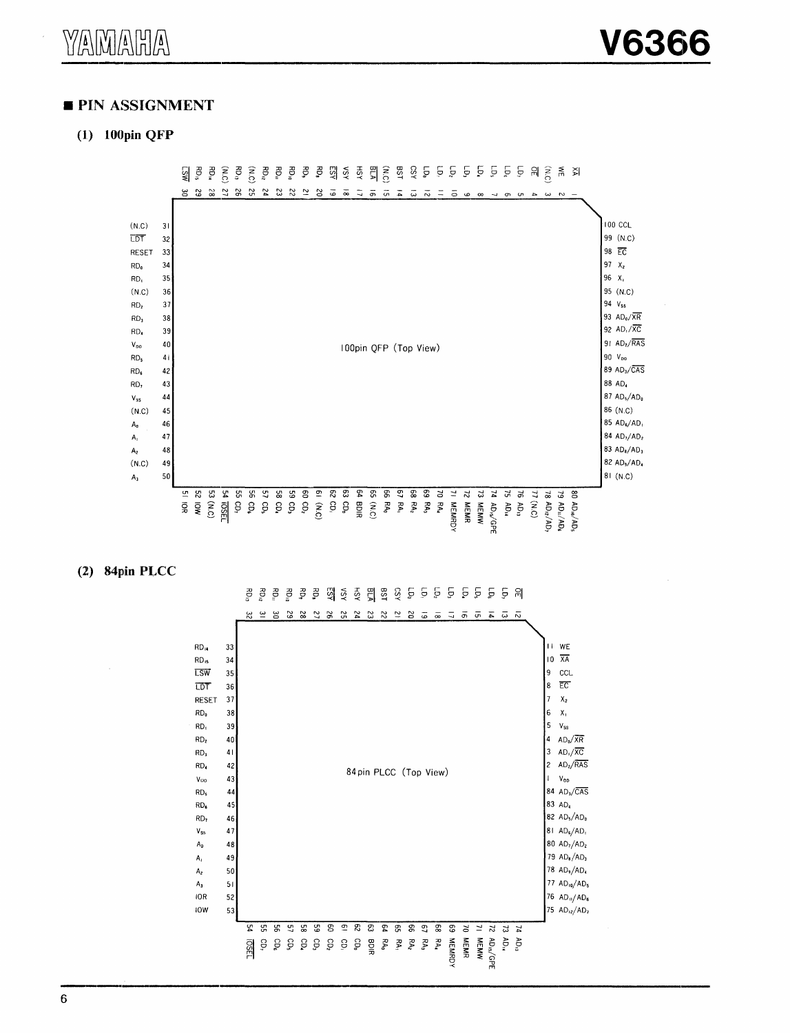## ■ PIN ASSIGNMENT

### (1) 100pin QFP

100pin QFP (Top View)

| Pin | Name | Pin | Name | Pin | Name | Pin | Name |
|---|---|---|---|---|---|---|---|
| 1 | $\overline{XA}$ | 26 | $RD_{13}$ | 51 | IOR | 76 | $AD_{13}$ |
| 2 | WE | 27 | (N.C) | 52 | IOW | 77 | (N.C) |
| 3 | (N.C) | 28 | $RD_{14}$ | 53 | (N.C) | 78 | $AD_{12}/AD_7$ |
| 4 | $\overline{OE}$ | 29 | $RD_{15}$ | 54 | $\overline{IOSEL}$ | 79 | $AD_{11}/AD_6$ |
| 5 | $LD_7$ | 30 | $\overline{LSW}$ | 55 | $CD_7$ | 80 | $AD_{10}/AD_5$ |
| 6 | $LD_6$ | 31 | (N.C) | 56 | $CD_6$ | 81 | (N.C) |
| 7 | $LD_5$ | 32 | $\overline{LDT}$ | 57 | $CD_5$ | 82 | $AD_9/AD_4$ |
| 8 | $LD_4$ | 33 | RESET | 58 | $CD_4$ | 83 | $AD_8/AD_3$ |
| 9 | $LD_3$ | 34 | $RD_0$ | 59 | $CD_3$ | 84 | $AD_7/AD_2$ |
| 10 | $LD_2$ | 35 | $RD_1$ | 60 | $CD_2$ | 85 | $AD_6/AD_1$ |
| 11 | $LD_1$ | 36 | (N.C) | 61 | (N.C) | 86 | (N.C) |
| 12 | $LD_0$ | 37 | $RD_2$ | 62 | $CD_1$ | 87 | $AD_5/AD_0$ |
| 13 | CSY | 38 | $RD_3$ | 63 | $CD_0$ | 88 | $AD_4$ |
| 14 | BST | 39 | $RD_4$ | 64 | BDIR | 89 | $AD_3/\overline{CAS}$ |
| 15 | (N.C) | 40 | $V_{DD}$ | 65 | (N.C) | 90 | $V_{DD}$ |
| 16 | $\overline{BLA}$ | 41 | $RD_5$ | 66 | $RA_0$ | 91 | $AD_2/\overline{RAS}$ |
| 17 | HSY | 42 | $RD_6$ | 67 | $RA_1$ | 92 | $AD_1/\overline{XC}$ |
| 18 | VSY | 43 | $RD_7$ | 68 | $RA_2$ | 93 | $AD_0/\overline{XR}$ |
| 19 | $\overline{ESY}$ | 44 | $V_{SS}$ | 69 | $RA_3$ | 94 | $V_{SS}$ |
| 20 | $RD_8$ | 45 | (N.C) | 70 | $RA_4$ | 95 | (N.C) |
| 21 | $RD_9$ | 46 | $A_0$ | 71 | MEMRDY | 96 | $X_1$ |
| 22 | $RD_{10}$ | 47 | $A_1$ | 72 | MEMR | 97 | $X_2$ |
| 23 | $RD_{11}$ | 48 | $A_2$ | 73 | MEMW | 98 | $\overline{EC}$ |
| 24 | $RD_{12}$ | 49 | (N.C) | 74 | $AD_{15}/GPE$ | 99 | (N.C) |
| 25 | (N.C) | 50 | $A_3$ | 75 | $AD_{14}$ | 100 | CCL |

### (2) 84pin PLCC

84pin PLCC (Top View)

| Pin | Name | Pin | Name | Pin | Name | Pin | Name |
|---|---|---|---|---|---|---|---|
| 1 | $V_{DD}$ | 22 | BST | 43 | $V_{DD}$ | 64 | $RA_0$ |
| 2 | $AD_2/\overline{RAS}$ | 23 | $\overline{BLA}$ | 44 | $RD_5$ | 65 | $RA_1$ |
| 3 | $AD_1/\overline{XC}$ | 24 | HSY | 45 | $RD_6$ | 66 | $RA_2$ |
| 4 | $AD_0/\overline{XR}$ | 25 | VSY | 46 | $RD_7$ | 67 | $RA_3$ |
| 5 | $V_{SS}$ | 26 | $\overline{ESY}$ | 47 | $V_{SS}$ | 68 | $RA_4$ |
| 6 | $X_1$ | 27 | $RD_8$ | 48 | $A_0$ | 69 | MEMRDY |
| 7 | $X_2$ | 28 | $RD_9$ | 49 | $A_1$ | 70 | MEMR |
| 8 | $\overline{EC}$ | 29 | $RD_{10}$ | 50 | $A_2$ | 71 | MEMW |
| 9 | CCL | 30 | $RD_{11}$ | 51 | $A_3$ | 72 | $AD_{15}/GPE$ |
| 10 | $\overline{XA}$ | 31 | $RD_{12}$ | 52 | IOR | 73 | $AD_{14}$ |
| 11 | WE | 32 | $RD_{13}$ | 53 | IOW | 74 | $AD_{13}$ |
| 12 | $\overline{OE}$ | 33 | $RD_{14}$ | 54 | $\overline{IOSEL}$ | 75 | $AD_{12}/AD_7$ |
| 13 | $LD_7$ | 34 | $RD_{15}$ | 55 | $CD_7$ | 76 | $AD_{11}/AD_6$ |
| 14 | $LD_6$ | 35 | $\overline{LSW}$ | 56 | $CD_6$ | 77 | $AD_{10}/AD_5$ |
| 15 | $LD_5$ | 36 | $\overline{LDT}$ | 57 | $CD_5$ | 78 | $AD_9/AD_4$ |
| 16 | $LD_4$ | 37 | RESET | 58 | $CD_4$ | 79 | $AD_8/AD_3$ |
| 17 | $LD_3$ | 38 | $RD_0$ | 59 | $CD_3$ | 80 | $AD_7/AD_2$ |
| 18 | $LD_2$ | 39 | $RD_1$ | 60 | $CD_2$ | 81 | $AD_6/AD_1$ |
| 19 | $LD_1$ | 40 | $RD_2$ | 61 | $CD_1$ | 82 | $AD_5/AD_0$ |
| 20 | $LD_0$ | 41 | $RD_3$ | 62 | $CD_0$ | 83 | $AD_4$ |
| 21 | CSY | 42 | $RD_4$ | 63 | BDIR | 84 | $AD_3/\overline{CAS}$ |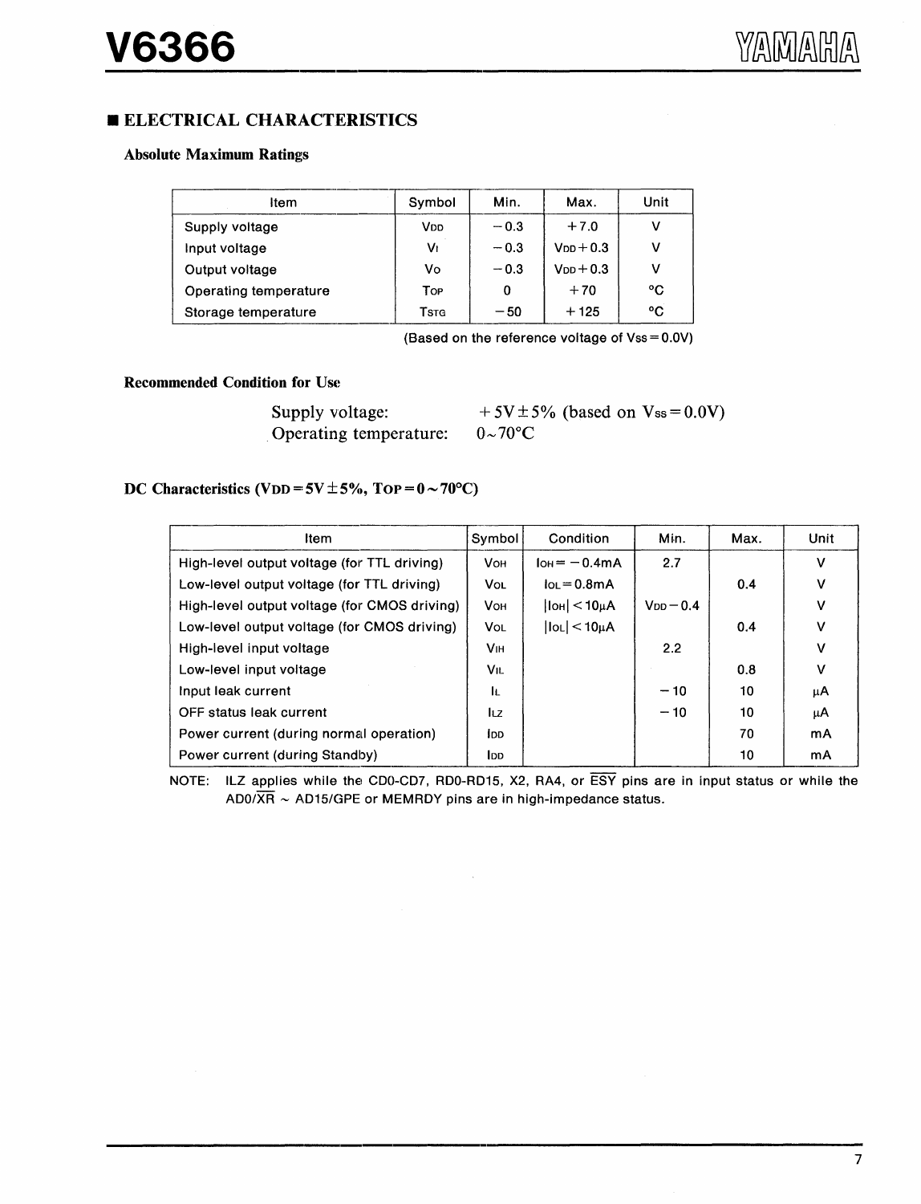## ■ ELECTRICAL CHARACTERISTICS

### Absolute Maximum Ratings

| Item | Symbol | Min. | Max. | Unit |
|---|---|---|---|---|
| Supply voltage | $V_{DD}$ | −0.3 | +7.0 | V |
| Input voltage | $V_I$ | −0.3 | $V_{DD}+0.3$ | V |
| Output voltage | $V_O$ | −0.3 | $V_{DD}+0.3$ | V |
| Operating temperature | $T_{OP}$ | 0 | +70 | °C |
| Storage temperature | $T_{STG}$ | −50 | +125 | °C |

(Based on the reference voltage of $V_{SS}=0.0V$)

### Recommended Condition for Use

Supply voltage: $+5V\pm5\%$ (based on $V_{SS}=0.0V$)
Operating temperature: 0~70°C

### DC Characteristics ($V_{DD}=5V\pm5\%$, $T_{OP}=0\sim70°C$)

| Item | Symbol | Condition | Min. | Max. | Unit |
|---|---|---|---|---|---|
| High-level output voltage (for TTL driving) | $V_{OH}$ | $I_{OH}=-0.4mA$ | 2.7 | | V |
| Low-level output voltage (for TTL driving) | $V_{OL}$ | $I_{OL}=0.8mA$ | | 0.4 | V |
| High-level output voltage (for CMOS driving) | $V_{OH}$ | $\lvert I_{OH}\rvert<10\mu A$ | $V_{DD}-0.4$ | | V |
| Low-level output voltage (for CMOS driving) | $V_{OL}$ | $\lvert I_{OL}\rvert<10\mu A$ | | 0.4 | V |
| High-level input voltage | $V_{IH}$ | | 2.2 | | V |
| Low-level input voltage | $V_{IL}$ | | | 0.8 | V |
| Input leak current | $I_L$ | | −10 | 10 | μA |
| OFF status leak current | $I_{LZ}$ | | −10 | 10 | μA |
| Power current (during normal operation) | $I_{DD}$ | | | 70 | mA |
| Power current (during Standby) | $I_{DD}$ | | | 10 | mA |

NOTE: ILZ applies while the CD0-CD7, RD0-RD15, X2, RA4, or $\overline{ESY}$ pins are in input status or while the AD0/$\overline{XR}$ ~ AD15/GPE or MEMRDY pins are in high-impedance status.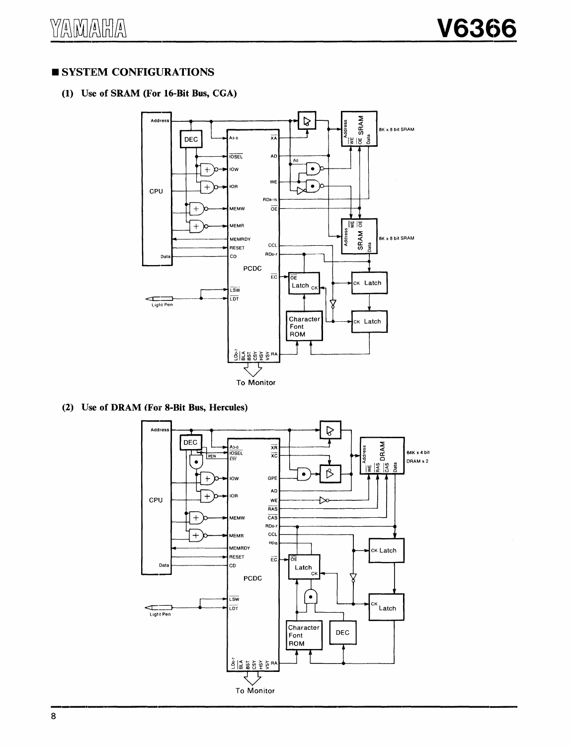## ■ SYSTEM CONFIGURATIONS

### (1) Use of SRAM (For 16-Bit Bus, CGA)

### (2) Use of DRAM (For 8-Bit Bus, Hercules)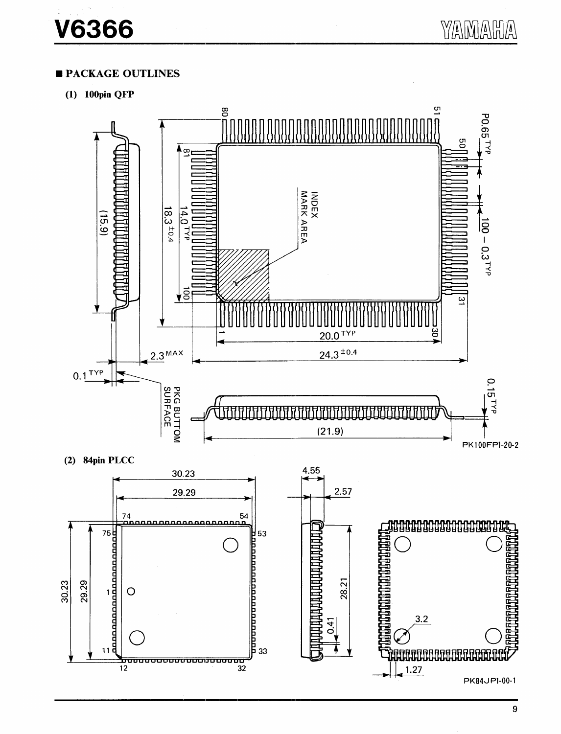## ■ PACKAGE OUTLINES

### (1) 100pin QFP

PK100FPI-20-2

### (2) 84pin PLCC

PK84JPI-00-1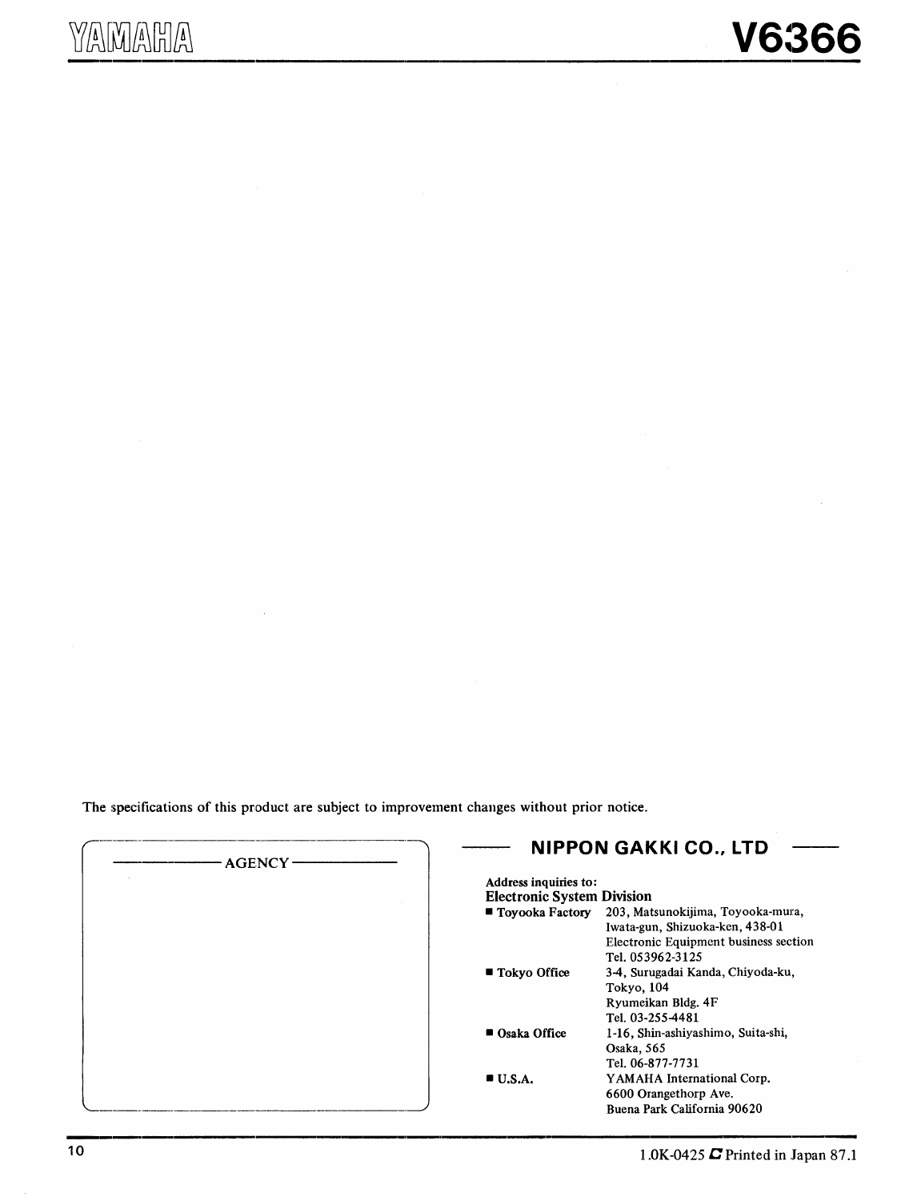The specifications of this product are subject to improvement changes without prior notice.

AGENCY

## NIPPON GAKKI CO., LTD

**Address inquiries to:**

**Electronic System Division**

| | |
|---|---|
| ■ **Toyooka Factory** | 203, Matsunokijima, Toyooka-mura, Iwata-gun, Shizuoka-ken, 438-01<br>Electronic Equipment business section<br>Tel. 053962-3125 |
| ■ **Tokyo Office** | 3-4, Surugadai Kanda, Chiyoda-ku, Tokyo, 104<br>Ryumeikan Bldg. 4F<br>Tel. 03-255-4481 |
| ■ **Osaka Office** | 1-16, Shin-ashiyashimo, Suita-shi, Osaka, 565<br>Tel. 06-877-7731 |
| ■ **U.S.A.** | YAMAHA International Corp.<br>6600 Orangethorp Ave.<br>Buena Park California 90620 |

1.0K-0425 C Printed in Japan 87.1